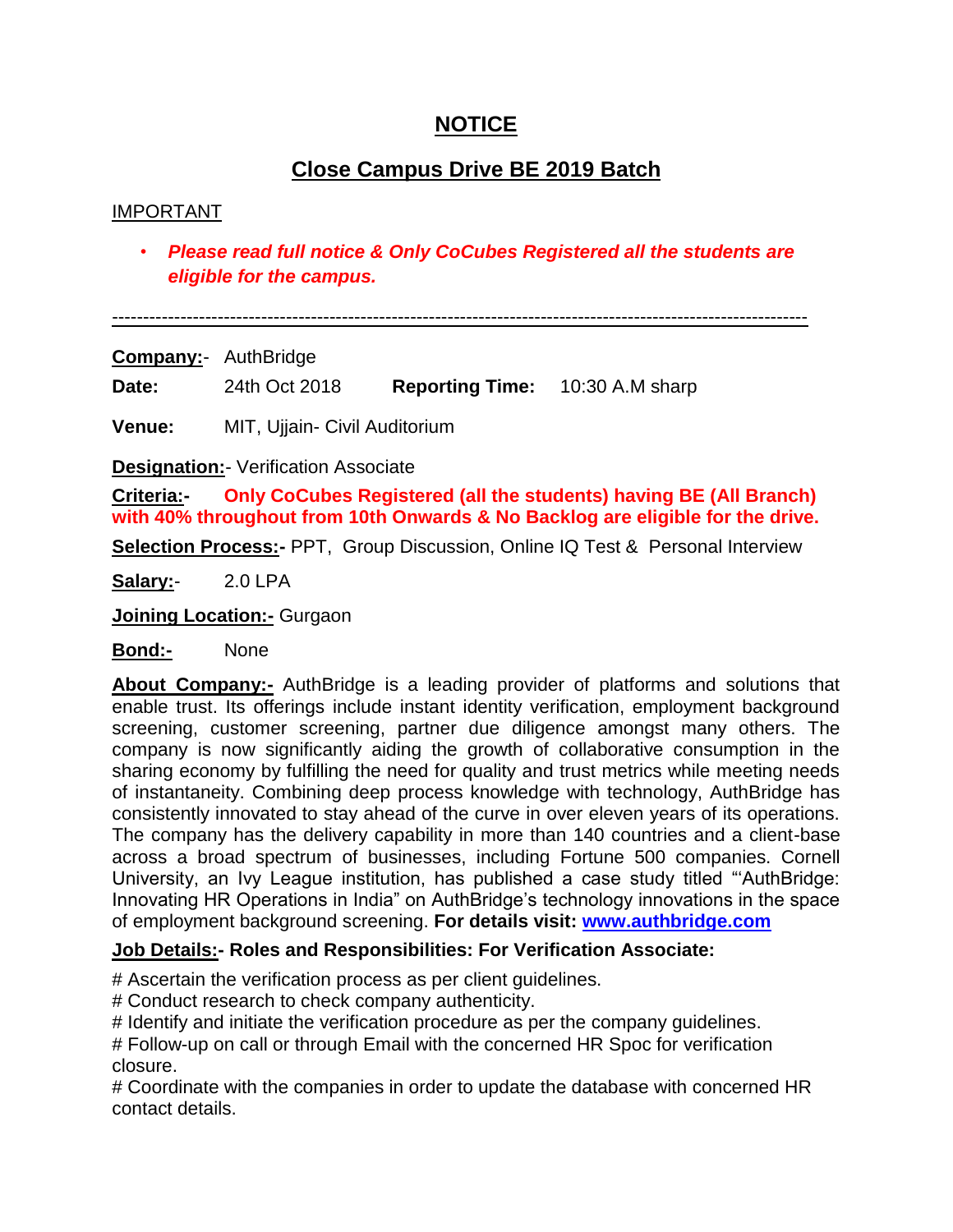# NOTICE

## Close Campus Drive BE 2019 Batch

IMPORTANT

- ***Please read full notice & Only CoCubes Registered all the students are eligible for the campus.***

---

**Company:-** AuthBridge

**Date:** 24th Oct 2018 **Reporting Time:** 10:30 A.M sharp

**Venue:** MIT, Ujjain- Civil Auditorium

**Designation:-** Verification Associate

**Criteria:-** **Only CoCubes Registered (all the students) having BE (All Branch) with 40% throughout from 10th Onwards & No Backlog are eligible for the drive.**

**Selection Process:-** PPT, Group Discussion, Online IQ Test & Personal Interview

**Salary:-** 2.0 LPA

**Joining Location:-** Gurgaon

**Bond:-** None

**About Company:-** AuthBridge is a leading provider of platforms and solutions that enable trust. Its offerings include instant identity verification, employment background screening, customer screening, partner due diligence amongst many others. The company is now significantly aiding the growth of collaborative consumption in the sharing economy by fulfilling the need for quality and trust metrics while meeting needs of instantaneity. Combining deep process knowledge with technology, AuthBridge has consistently innovated to stay ahead of the curve in over eleven years of its operations. The company has the delivery capability in more than 140 countries and a client-base across a broad spectrum of businesses, including Fortune 500 companies. Cornell University, an Ivy League institution, has published a case study titled "'AuthBridge: Innovating HR Operations in India" on AuthBridge's technology innovations in the space of employment background screening. **For details visit: [www.authbridge.com](http://www.authbridge.com)**

**Job Details:- Roles and Responsibilities: For Verification Associate:**

# Ascertain the verification process as per client guidelines.
# Conduct research to check company authenticity.
# Identify and initiate the verification procedure as per the company guidelines.
# Follow-up on call or through Email with the concerned HR Spoc for verification closure.
# Coordinate with the companies in order to update the database with concerned HR contact details.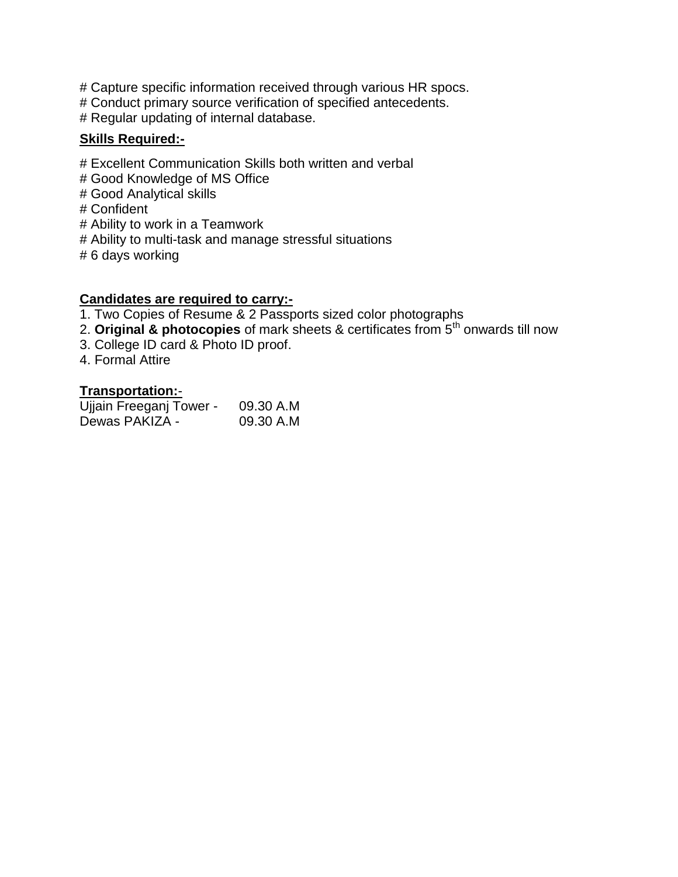# Capture specific information received through various HR spocs.
# Conduct primary source verification of specified antecedents.
# Regular updating of internal database.

**Skills Required:-**

# Excellent Communication Skills both written and verbal
# Good Knowledge of MS Office
# Good Analytical skills
# Confident
# Ability to work in a Teamwork
# Ability to multi-task and manage stressful situations
# 6 days working

**Candidates are required to carry:-**

1. Two Copies of Resume & 2 Passports sized color photographs
2. **Original & photocopies** of mark sheets & certificates from 5th onwards till now
3. College ID card & Photo ID proof.
4. Formal Attire

**Transportation:-**

| | |
|---|---|
| Ujjain Freeganj Tower - | 09.30 A.M |
| Dewas PAKIZA - | 09.30 A.M |